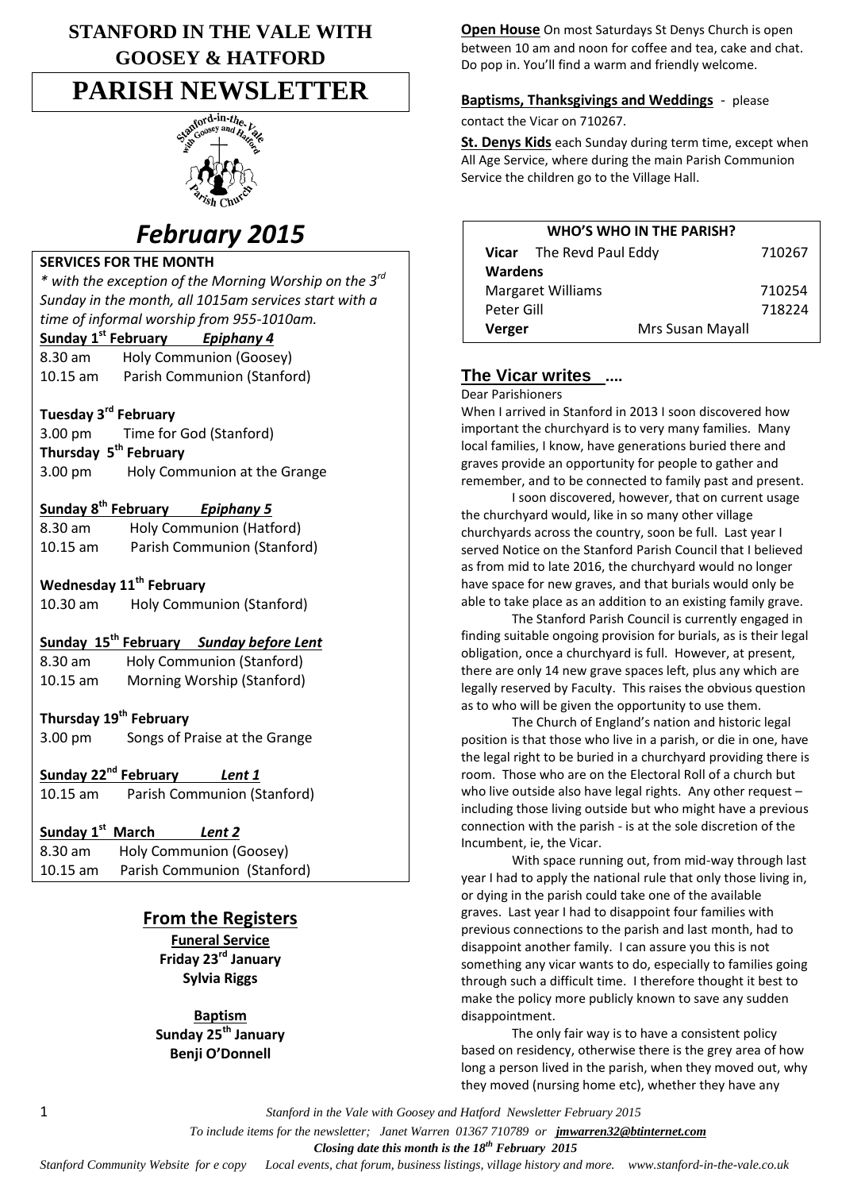# STANFORD IN THE VALE WITH GOOSEY & HATFORD

# PARISH NEWSLETTER

## *February 2015*

### SERVICES FOR THE MONTH

*\* with the exception of the Morning Worship on the 3rd Sunday in the month, all 1015am services start with a time of informal worship from 955-1010am.*

**Sunday 1st February** ***Epiphany 4***
8.30 am Holy Communion (Goosey)
10.15 am Parish Communion (Stanford)

**Tuesday 3rd February**
3.00 pm Time for God (Stanford)

**Thursday 5th February**
3.00 pm Holy Communion at the Grange

**Sunday 8th February** ***Epiphany 5***
8.30 am Holy Communion (Hatford)
10.15 am Parish Communion (Stanford)

**Wednesday 11th February**
10.30 am Holy Communion (Stanford)

**Sunday 15th February** ***Sunday before Lent***
8.30 am Holy Communion (Stanford)
10.15 am Morning Worship (Stanford)

**Thursday 19th February**
3.00 pm Songs of Praise at the Grange

**Sunday 22nd February** ***Lent 1***
10.15 am Parish Communion (Stanford)

**Sunday 1st March** ***Lent 2***
8.30 am Holy Communion (Goosey)
10.15 am Parish Communion (Stanford)

## From the Registers

**Funeral Service**
**Friday 23rd January**
**Sylvia Riggs**

**Baptism**
**Sunday 25th January**
**Benji O'Donnell**

**Open House** On most Saturdays St Denys Church is open between 10 am and noon for coffee and tea, cake and chat. Do pop in. You'll find a warm and friendly welcome.

**Baptisms, Thanksgivings and Weddings** - please contact the Vicar on 710267.

**St. Denys Kids** each Sunday during term time, except when All Age Service, where during the main Parish Communion Service the children go to the Village Hall.

| WHO'S WHO IN THE PARISH? | | |
|---|---|---|
| **Vicar** The Revd Paul Eddy | | 710267 |
| **Wardens** | | |
| Margaret Williams | | 710254 |
| Peter Gill | | 718224 |
| **Verger** | Mrs Susan Mayall | |

## The Vicar writes ....

Dear Parishioners

When I arrived in Stanford in 2013 I soon discovered how important the churchyard is to very many families. Many local families, I know, have generations buried there and graves provide an opportunity for people to gather and remember, and to be connected to family past and present.

I soon discovered, however, that on current usage the churchyard would, like in so many other village churchyards across the country, soon be full. Last year I served Notice on the Stanford Parish Council that I believed as from mid to late 2016, the churchyard would no longer have space for new graves, and that burials would only be able to take place as an addition to an existing family grave.

The Stanford Parish Council is currently engaged in finding suitable ongoing provision for burials, as is their legal obligation, once a churchyard is full. However, at present, there are only 14 new grave spaces left, plus any which are legally reserved by Faculty. This raises the obvious question as to who will be given the opportunity to use them.

The Church of England's nation and historic legal position is that those who live in a parish, or die in one, have the legal right to be buried in a churchyard providing there is room. Those who are on the Electoral Roll of a church but who live outside also have legal rights. Any other request – including those living outside but who might have a previous connection with the parish - is at the sole discretion of the Incumbent, ie, the Vicar.

With space running out, from mid-way through last year I had to apply the national rule that only those living in, or dying in the parish could take one of the available graves. Last year I had to disappoint four families with previous connections to the parish and last month, had to disappoint another family. I can assure you this is not something any vicar wants to do, especially to families going through such a difficult time. I therefore thought it best to make the policy more publicly known to save any sudden disappointment.

The only fair way is to have a consistent policy based on residency, otherwise there is the grey area of how long a person lived in the parish, when they moved out, why they moved (nursing home etc), whether they have any

*To include items for the newsletter; Janet Warren 01367 710789 or* ***jmwarren32@btinternet.com***

***Closing date this month is the 18th February 2015***

*Stanford Community Website for e copy Local events, chat forum, business listings, village history and more. www.stanford-in-the-vale.co.uk*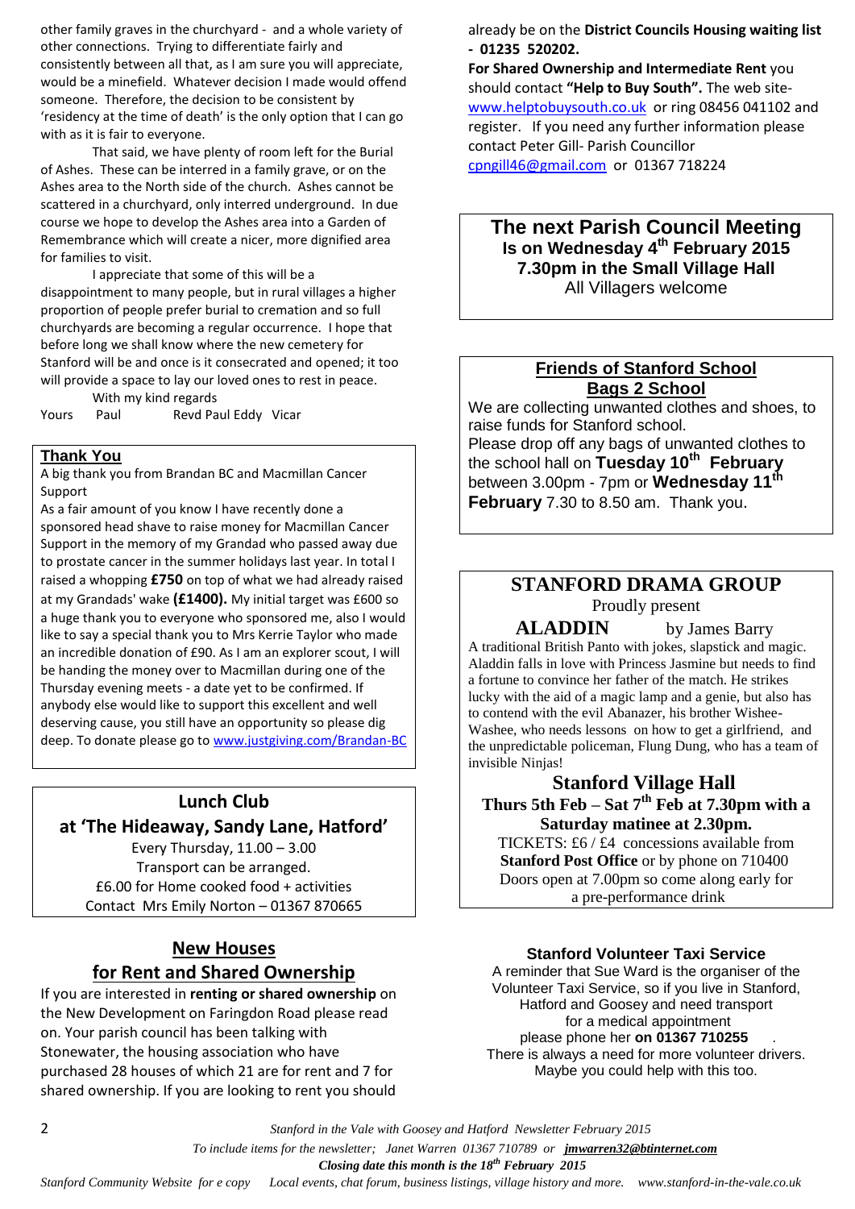other family graves in the churchyard - and a whole variety of other connections. Trying to differentiate fairly and consistently between all that, as I am sure you will appreciate, would be a minefield. Whatever decision I made would offend someone. Therefore, the decision to be consistent by 'residency at the time of death' is the only option that I can go with as it is fair to everyone.

That said, we have plenty of room left for the Burial of Ashes. These can be interred in a family grave, or on the Ashes area to the North side of the church. Ashes cannot be scattered in a churchyard, only interred underground. In due course we hope to develop the Ashes area into a Garden of Remembrance which will create a nicer, more dignified area for families to visit.

I appreciate that some of this will be a disappointment to many people, but in rural villages a higher proportion of people prefer burial to cremation and so full churchyards are becoming a regular occurrence. I hope that before long we shall know where the new cemetery for Stanford will be and once is it consecrated and opened; it too will provide a space to lay our loved ones to rest in peace.

With my kind regards

Yours Paul Revd Paul Eddy Vicar

## Thank You

A big thank you from Brandan BC and Macmillan Cancer Support

As a fair amount of you know I have recently done a sponsored head shave to raise money for Macmillan Cancer Support in the memory of my Grandad who passed away due to prostate cancer in the summer holidays last year. In total I raised a whopping **£750** on top of what we had already raised at my Grandads' wake **(£1400).** My initial target was £600 so a huge thank you to everyone who sponsored me, also I would like to say a special thank you to Mrs Kerrie Taylor who made an incredible donation of £90. As I am an explorer scout, I will be handing the money over to Macmillan during one of the Thursday evening meets - a date yet to be confirmed. If anybody else would like to support this excellent and well deserving cause, you still have an opportunity so please dig deep. To donate please go to www.justgiving.com/Brandan-BC

## Lunch Club at 'The Hideaway, Sandy Lane, Hatford'

Every Thursday, 11.00 – 3.00
Transport can be arranged.
£6.00 for Home cooked food + activities
Contact Mrs Emily Norton – 01367 870665

## New Houses for Rent and Shared Ownership

If you are interested in **renting or shared ownership** on the New Development on Faringdon Road please read on. Your parish council has been talking with Stonewater, the housing association who have purchased 28 houses of which 21 are for rent and 7 for shared ownership. If you are looking to rent you should already be on the **District Councils Housing waiting list - 01235 520202.**

**For Shared Ownership and Intermediate Rent** you should contact **"Help to Buy South".** The web site- www.helptobuysouth.co.uk or ring 08456 041102 and register. If you need any further information please contact Peter Gill- Parish Councillor cpngill46@gmail.com or 01367 718224

## The next Parish Council Meeting

**Is on Wednesday 4th February 2015**
**7.30pm in the Small Village Hall**
All Villagers welcome

## Friends of Stanford School Bags 2 School

We are collecting unwanted clothes and shoes, to raise funds for Stanford school.
Please drop off any bags of unwanted clothes to the school hall on **Tuesday 10th February** between 3.00pm - 7pm or **Wednesday 11th February** 7.30 to 8.50 am. Thank you.

## STANFORD DRAMA GROUP

Proudly present

**ALADDIN** by James Barry

A traditional British Panto with jokes, slapstick and magic. Aladdin falls in love with Princess Jasmine but needs to find a fortune to convince her father of the match. He strikes lucky with the aid of a magic lamp and a genie, but also has to contend with the evil Abanazer, his brother Wishee-Washee, who needs lessons on how to get a girlfriend, and the unpredictable policeman, Flung Dung, who has a team of invisible Ninjas!

**Stanford Village Hall**
**Thurs 5th Feb – Sat 7th Feb at 7.30pm with a Saturday matinee at 2.30pm.**
TICKETS: £6 / £4 concessions available from **Stanford Post Office** or by phone on 710400
Doors open at 7.00pm so come along early for a pre-performance drink

## Stanford Volunteer Taxi Service

A reminder that Sue Ward is the organiser of the Volunteer Taxi Service, so if you live in Stanford, Hatford and Goosey and need transport for a medical appointment please phone her **on 01367 710255**.
There is always a need for more volunteer drivers. Maybe you could help with this too.

*To include items for the newsletter; Janet Warren 01367 710789 or* ***jmwarren32@btinternet.com***
***Closing date this month is the 18th February 2015***
*Stanford Community Website for e copy Local events, chat forum, business listings, village history and more. www.stanford-in-the-vale.co.uk*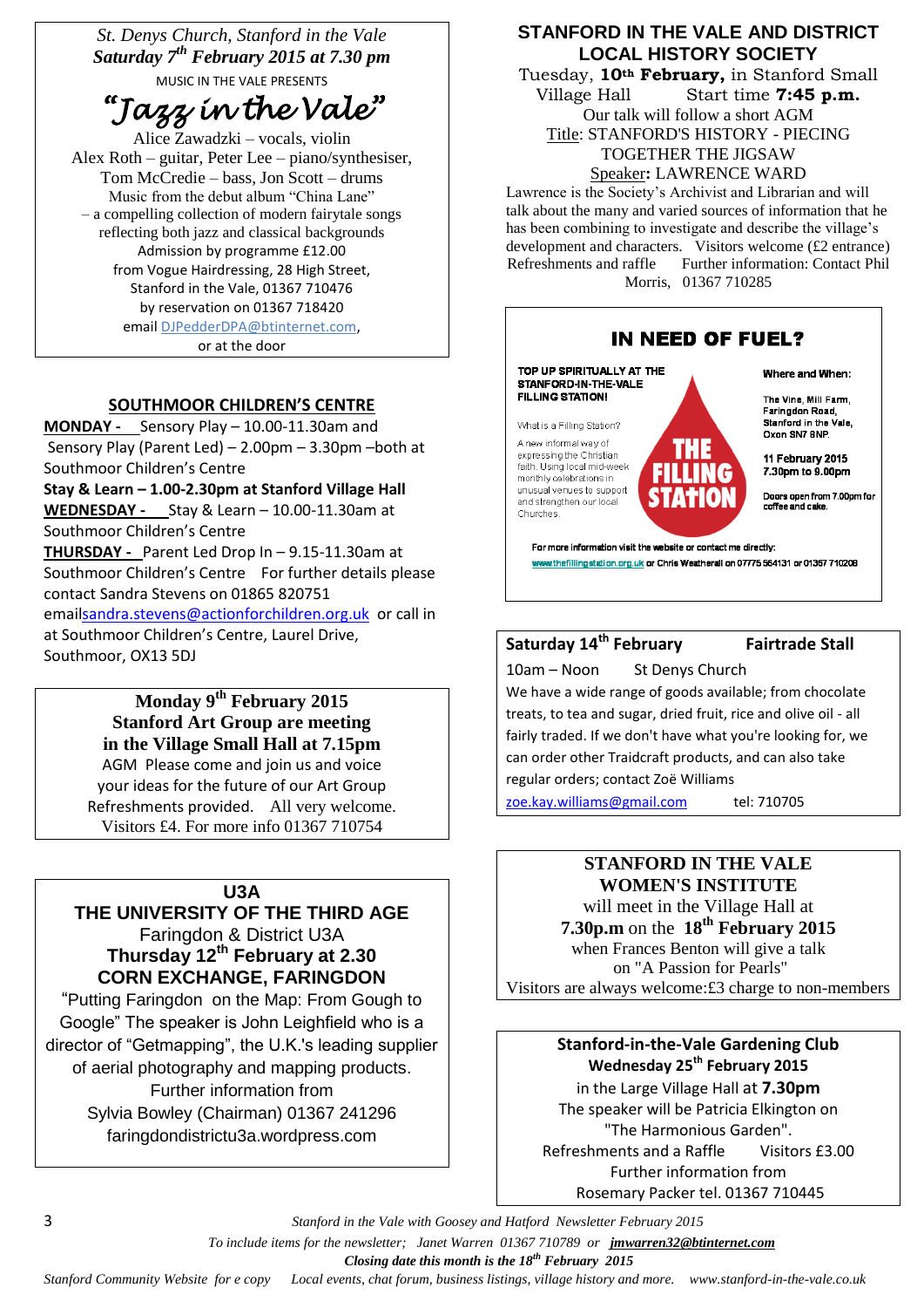*St. Denys Church, Stanford in the Vale*

***Saturday 7th February 2015 at 7.30 pm***

MUSIC IN THE VALE PRESENTS

# "Jazz in the Vale"

Alice Zawadzki – vocals, violin
Alex Roth – guitar, Peter Lee – piano/synthesiser,
Tom McCredie – bass, Jon Scott – drums

Music from the debut album "China Lane"
– a compelling collection of modern fairytale songs reflecting both jazz and classical backgrounds

Admission by programme £12.00
from Vogue Hairdressing, 28 High Street, Stanford in the Vale, 01367 710476
by reservation on 01367 718420
email DJPedderDPA@btinternet.com,
or at the door

## SOUTHMOOR CHILDREN'S CENTRE

**MONDAY -** Sensory Play – 10.00-11.30am and Sensory Play (Parent Led) – 2.00pm – 3.30pm –both at Southmoor Children's Centre

**Stay & Learn – 1.00-2.30pm at Stanford Village Hall**

**WEDNESDAY -** Stay & Learn – 10.00-11.30am at Southmoor Children's Centre

**THURSDAY -** Parent Led Drop In – 9.15-11.30am at Southmoor Children's Centre For further details please contact Sandra Stevens on 01865 820751 email sandra.stevens@actionforchildren.org.uk or call in at Southmoor Children's Centre, Laurel Drive, Southmoor, OX13 5DJ

**Monday 9th February 2015**
**Stanford Art Group are meeting in the Village Small Hall at 7.15pm**

AGM Please come and join us and voice your ideas for the future of our Art Group
Refreshments provided. All very welcome.
Visitors £4. For more info 01367 710754

## U3A
## THE UNIVERSITY OF THE THIRD AGE

Faringdon & District U3A

**Thursday 12th February at 2.30**
**CORN EXCHANGE, FARINGDON**

"Putting Faringdon on the Map: From Gough to Google" The speaker is John Leighfield who is a director of "Getmapping", the U.K.'s leading supplier of aerial photography and mapping products.
Further information from
Sylvia Bowley (Chairman) 01367 241296
faringdondistrictu3a.wordpress.com

## STANFORD IN THE VALE AND DISTRICT LOCAL HISTORY SOCIETY

Tuesday, **10th February,** in Stanford Small Village Hall Start time **7:45 p.m.**
Our talk will follow a short AGM

Title: STANFORD'S HISTORY - PIECING TOGETHER THE JIGSAW

Speaker**:** LAWRENCE WARD

Lawrence is the Society's Archivist and Librarian and will talk about the many and varied sources of information that he has been combining to investigate and describe the village's development and characters. Visitors welcome (£2 entrance) Refreshments and raffle Further information: Contact Phil Morris, 01367 710285

## IN NEED OF FUEL?

**TOP UP SPIRITUALLY AT THE STANFORD-IN-THE-VALE FILLING STATION!**

What is a Filling Station?

A new informal way of expressing the Christian faith. Using local mid-week monthly celebrations in unusual venues to support and strengthen our local Churches.

**THE FILLING STATION**

**Where and When:**

The Vine, Mill Farm, Faringdon Road, Stanford in the Vale, Oxon SN7 8NP.

**11 February 2015**
**7.30pm to 9.00pm**

Doors open from 7.00pm for coffee and cake.

For more information visit the website or contact me directly:
www.thefillingstation.org.uk or Chris Weatherall on 07775 564131 or 01367 710208

**Saturday 14th February — Fairtrade Stall**

10am – Noon St Denys Church

We have a wide range of goods available; from chocolate treats, to tea and sugar, dried fruit, rice and olive oil - all fairly traded. If we don't have what you're looking for, we can order other Traidcraft products, and can also take regular orders; contact Zoë Williams
zoe.kay.williams@gmail.com tel: 710705

**STANFORD IN THE VALE WOMEN'S INSTITUTE**

will meet in the Village Hall at **7.30p.m** on the **18th February 2015** when Frances Benton will give a talk on "A Passion for Pearls"
Visitors are always welcome:£3 charge to non-members

**Stanford-in-the-Vale Gardening Club**
**Wednesday 25th February 2015**

in the Large Village Hall at **7.30pm**
The speaker will be Patricia Elkington on "The Harmonious Garden".
Refreshments and a Raffle Visitors £3.00
Further information from
Rosemary Packer tel. 01367 710445

*To include items for the newsletter; Janet Warren 01367 710789 or* ***jmwarren32@btinternet.com***

***Closing date this month is the 18th February 2015***

*Stanford Community Website for e copy Local events, chat forum, business listings, village history and more. www.stanford-in-the-vale.co.uk*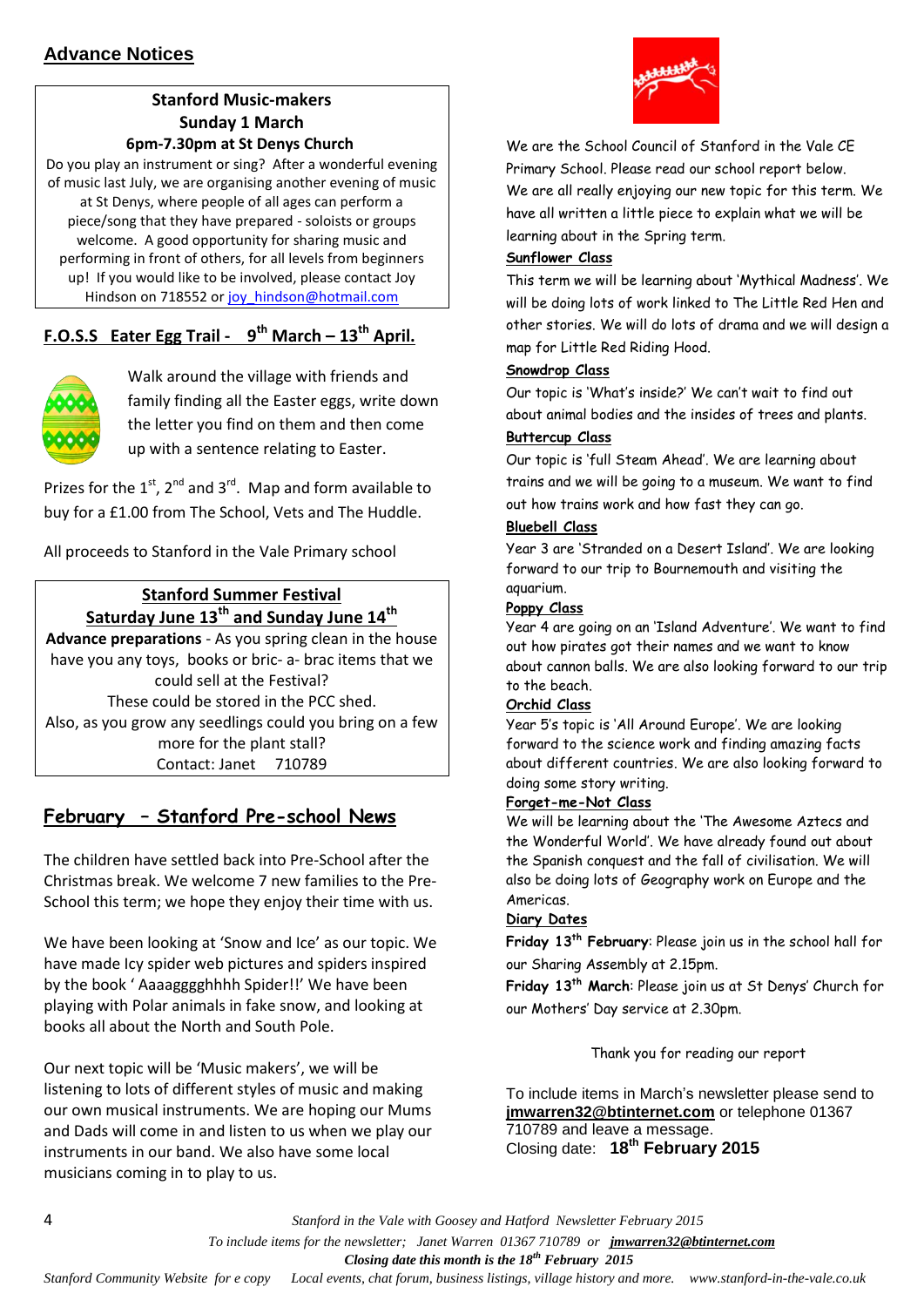## Advance Notices

**Stanford Music-makers**
**Sunday 1 March**
**6pm-7.30pm at St Denys Church**

Do you play an instrument or sing? After a wonderful evening of music last July, we are organising another evening of music at St Denys, where people of all ages can perform a piece/song that they have prepared - soloists or groups welcome. A good opportunity for sharing music and performing in front of others, for all levels from beginners up! If you would like to be involved, please contact Joy Hindson on 718552 or joy_hindson@hotmail.com

### F.O.S.S Eater Egg Trail - 9th March – 13th April.

Walk around the village with friends and family finding all the Easter eggs, write down the letter you find on them and then come up with a sentence relating to Easter.

Prizes for the 1st, 2nd and 3rd. Map and form available to buy for a £1.00 from The School, Vets and The Huddle.

All proceeds to Stanford in the Vale Primary school

**Stanford Summer Festival**
**Saturday June 13th and Sunday June 14th**

**Advance preparations** - As you spring clean in the house have you any toys, books or bric- a- brac items that we could sell at the Festival?
These could be stored in the PCC shed.
Also, as you grow any seedlings could you bring on a few more for the plant stall?
Contact: Janet 710789

## February – Stanford Pre-school News

The children have settled back into Pre-School after the Christmas break. We welcome 7 new families to the Pre-School this term; we hope they enjoy their time with us.

We have been looking at 'Snow and Ice' as our topic. We have made Icy spider web pictures and spiders inspired by the book ' Aaaaggggghhhh Spider!!' We have been playing with Polar animals in fake snow, and looking at books all about the North and South Pole.

Our next topic will be 'Music makers', we will be listening to lots of different styles of music and making our own musical instruments. We are hoping our Mums and Dads will come in and listen to us when we play our instruments in our band. We also have some local musicians coming in to play to us.

We are the School Council of Stanford in the Vale CE Primary School. Please read our school report below.
We are all really enjoying our new topic for this term. We have all written a little piece to explain what we will be learning about in the Spring term.

**Sunflower Class**

This term we will be learning about 'Mythical Madness'. We will be doing lots of work linked to The Little Red Hen and other stories. We will do lots of drama and we will design a map for Little Red Riding Hood.

**Snowdrop Class**

Our topic is 'What's inside?' We can't wait to find out about animal bodies and the insides of trees and plants.

**Buttercup Class**

Our topic is 'full Steam Ahead'. We are learning about trains and we will be going to a museum. We want to find out how trains work and how fast they can go.

**Bluebell Class**

Year 3 are 'Stranded on a Desert Island'. We are looking forward to our trip to Bournemouth and visiting the aquarium.

**Poppy Class**

Year 4 are going on an 'Island Adventure'. We want to find out how pirates got their names and we want to know about cannon balls. We are also looking forward to our trip to the beach.

**Orchid Class**

Year 5's topic is 'All Around Europe'. We are looking forward to the science work and finding amazing facts about different countries. We are also looking forward to doing some story writing.

**Forget-me-Not Class**

We will be learning about the 'The Awesome Aztecs and the Wonderful World'. We have already found out about the Spanish conquest and the fall of civilisation. We will also be doing lots of Geography work on Europe and the Americas.

**Diary Dates**

**Friday 13th February**: Please join us in the school hall for our Sharing Assembly at 2.15pm.

**Friday 13th March**: Please join us at St Denys' Church for our Mothers' Day service at 2.30pm.

Thank you for reading our report

To include items in March's newsletter please send to **jmwarren32@btinternet.com** or telephone 01367 710789 and leave a message.
Closing date: **18th February 2015**